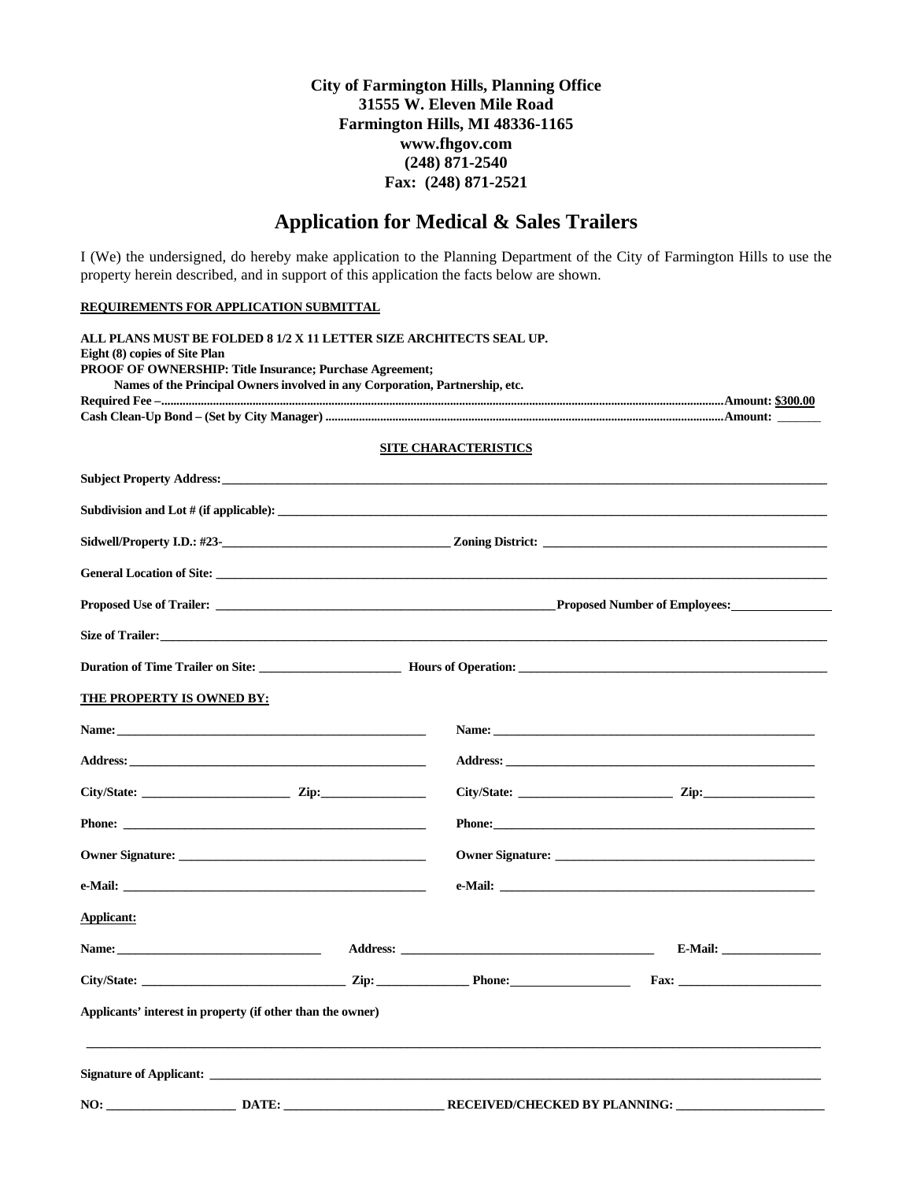**City of Farmington Hills, Planning Office**
**31555 W. Eleven Mile Road**
**Farmington Hills, MI 48336-1165**
**www.fhgov.com**
**(248) 871-2540**
**Fax: (248) 871-2521**

# Application for Medical & Sales Trailers

I (We) the undersigned, do hereby make application to the Planning Department of the City of Farmington Hills to use the property herein described, and in support of this application the facts below are shown.

**REQUIREMENTS FOR APPLICATION SUBMITTAL**

**ALL PLANS MUST BE FOLDED 8 1/2 X 11 LETTER SIZE ARCHITECTS SEAL UP.**
**Eight (8) copies of Site Plan**
**PROOF OF OWNERSHIP: Title Insurance; Purchase Agreement;**
**Names of the Principal Owners involved in any Corporation, Partnership, etc.**
**Required Fee –............................................................Amount: $300.00**
**Cash Clean-Up Bond – (Set by City Manager) ............................................................Amount: _______**

**SITE CHARACTERISTICS**

**Subject Property Address:**___________________________________________

**Subdivision and Lot # (if applicable):** ___________________________________________

**Sidwell/Property I.D.: #23-**_______________________ **Zoning District:** _______________________

**General Location of Site:** ___________________________________________

**Proposed Use of Trailer:** _______________________ **Proposed Number of Employees:**_______________

**Size of Trailer:**___________________________________________

**Duration of Time Trailer on Site:** _______________ **Hours of Operation:** _______________________

**THE PROPERTY IS OWNED BY:**

**Name:**_______________________ **Name:** _______________________

**Address:** _______________________ **Address:** _______________________

**City/State:** _______________ **Zip:**_______________ **City/State:** _______________ **Zip:**_______________

**Phone:** _______________________ **Phone:**_______________________

**Owner Signature:** _______________________ **Owner Signature:** _______________________

**e-Mail:** _______________________ **e-Mail:** _______________________

**Applicant:**

**Name:**_______________________ **Address:** _______________________ **E-Mail:** _______________

**City/State:** _______________________ **Zip:** _______________ **Phone:**_______________ **Fax:** _______________

**Applicants' interest in property (if other than the owner)**

___________________________________________

**Signature of Applicant:** ___________________________________________

**NO:** _______________ **DATE:** _______________ **RECEIVED/CHECKED BY PLANNING:** _______________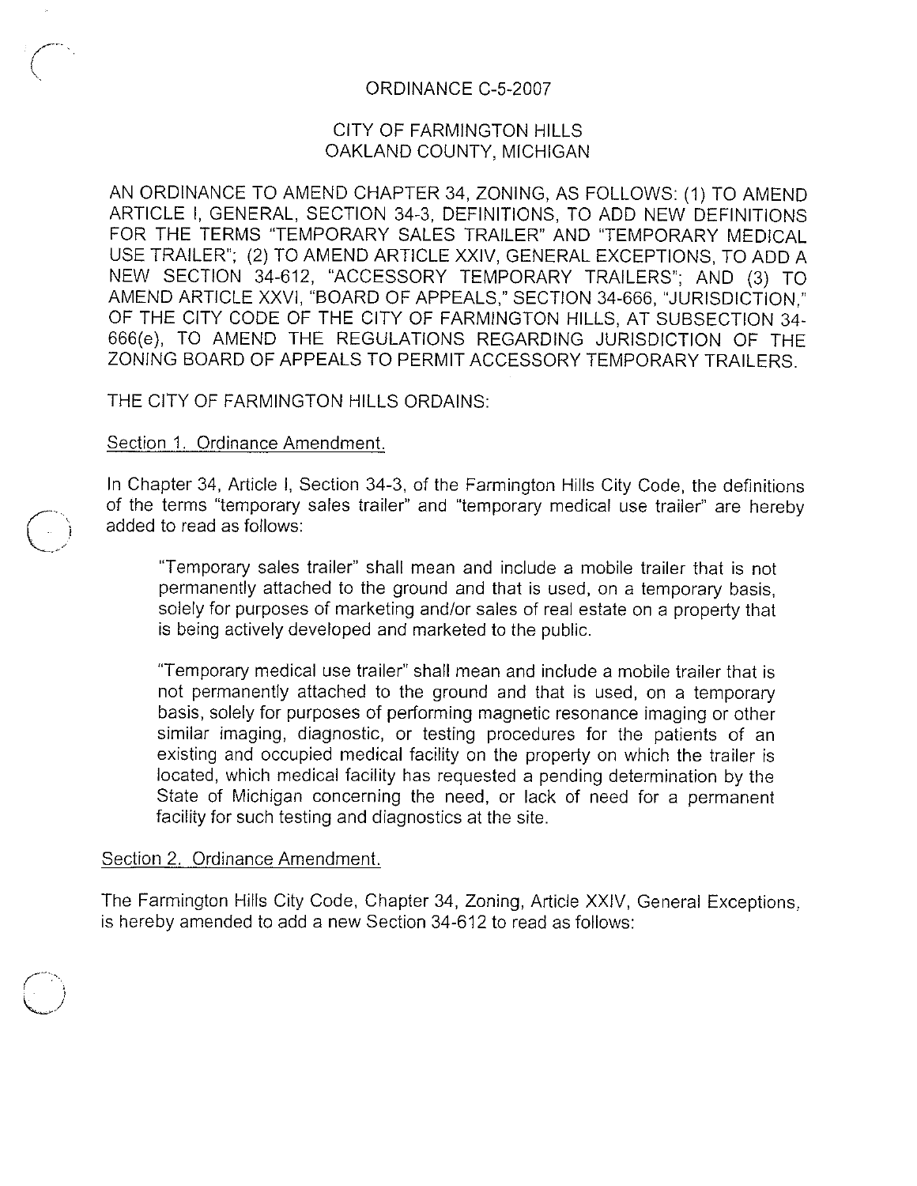ORDINANCE C-5-2007

CITY OF FARMINGTON HILLS
OAKLAND COUNTY, MICHIGAN

AN ORDINANCE TO AMEND CHAPTER 34, ZONING, AS FOLLOWS: (1) TO AMEND ARTICLE I, GENERAL, SECTION 34-3, DEFINITIONS, TO ADD NEW DEFINITIONS FOR THE TERMS "TEMPORARY SALES TRAILER" AND "TEMPORARY MEDICAL USE TRAILER"; (2) TO AMEND ARTICLE XXIV, GENERAL EXCEPTIONS, TO ADD A NEW SECTION 34-612, "ACCESSORY TEMPORARY TRAILERS"; AND (3) TO AMEND ARTICLE XXVI, "BOARD OF APPEALS," SECTION 34-666, "JURISDICTION," OF THE CITY CODE OF THE CITY OF FARMINGTON HILLS, AT SUBSECTION 34-666(e), TO AMEND THE REGULATIONS REGARDING JURISDICTION OF THE ZONING BOARD OF APPEALS TO PERMIT ACCESSORY TEMPORARY TRAILERS.

THE CITY OF FARMINGTON HILLS ORDAINS:

Section 1. Ordinance Amendment.

In Chapter 34, Article I, Section 34-3, of the Farmington Hills City Code, the definitions of the terms "temporary sales trailer" and "temporary medical use trailer" are hereby added to read as follows:

> "Temporary sales trailer" shall mean and include a mobile trailer that is not permanently attached to the ground and that is used, on a temporary basis, solely for purposes of marketing and/or sales of real estate on a property that is being actively developed and marketed to the public.
>
> "Temporary medical use trailer" shall mean and include a mobile trailer that is not permanently attached to the ground and that is used, on a temporary basis, solely for purposes of performing magnetic resonance imaging or other similar imaging, diagnostic, or testing procedures for the patients of an existing and occupied medical facility on the property on which the trailer is located, which medical facility has requested a pending determination by the State of Michigan concerning the need, or lack of need for a permanent facility for such testing and diagnostics at the site.

Section 2. Ordinance Amendment.

The Farmington Hills City Code, Chapter 34, Zoning, Article XXIV, General Exceptions, is hereby amended to add a new Section 34-612 to read as follows: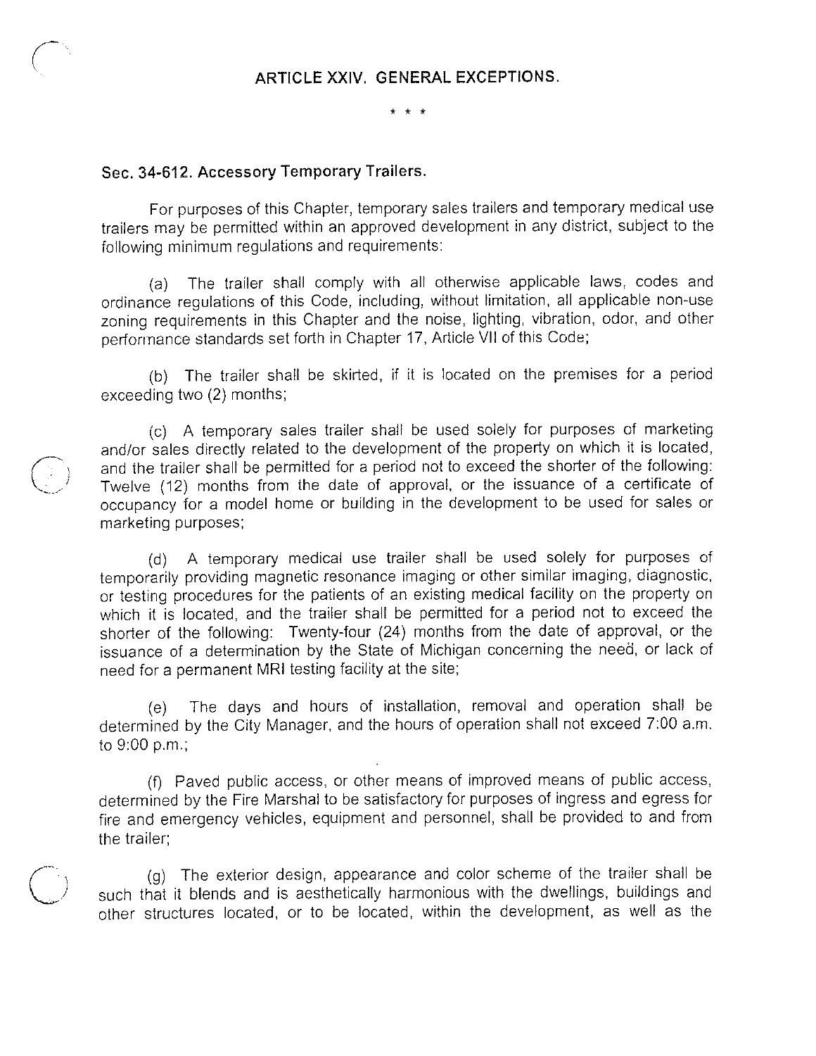## ARTICLE XXIV. GENERAL EXCEPTIONS.

\* \* \*

### Sec. 34-612. Accessory Temporary Trailers.

For purposes of this Chapter, temporary sales trailers and temporary medical use trailers may be permitted within an approved development in any district, subject to the following minimum regulations and requirements:

(a) The trailer shall comply with all otherwise applicable laws, codes and ordinance regulations of this Code, including, without limitation, all applicable non-use zoning requirements in this Chapter and the noise, lighting, vibration, odor, and other performance standards set forth in Chapter 17, Article VII of this Code;

(b) The trailer shall be skirted, if it is located on the premises for a period exceeding two (2) months;

(c) A temporary sales trailer shall be used solely for purposes of marketing and/or sales directly related to the development of the property on which it is located, and the trailer shall be permitted for a period not to exceed the shorter of the following: Twelve (12) months from the date of approval, or the issuance of a certificate of occupancy for a model home or building in the development to be used for sales or marketing purposes;

(d) A temporary medical use trailer shall be used solely for purposes of temporarily providing magnetic resonance imaging or other similar imaging, diagnostic, or testing procedures for the patients of an existing medical facility on the property on which it is located, and the trailer shall be permitted for a period not to exceed the shorter of the following: Twenty-four (24) months from the date of approval, or the issuance of a determination by the State of Michigan concerning the need, or lack of need for a permanent MRI testing facility at the site;

(e) The days and hours of installation, removal and operation shall be determined by the City Manager, and the hours of operation shall not exceed 7:00 a.m. to 9:00 p.m.;

(f) Paved public access, or other means of improved means of public access, determined by the Fire Marshal to be satisfactory for purposes of ingress and egress for fire and emergency vehicles, equipment and personnel, shall be provided to and from the trailer;

(g) The exterior design, appearance and color scheme of the trailer shall be such that it blends and is aesthetically harmonious with the dwellings, buildings and other structures located, or to be located, within the development, as well as the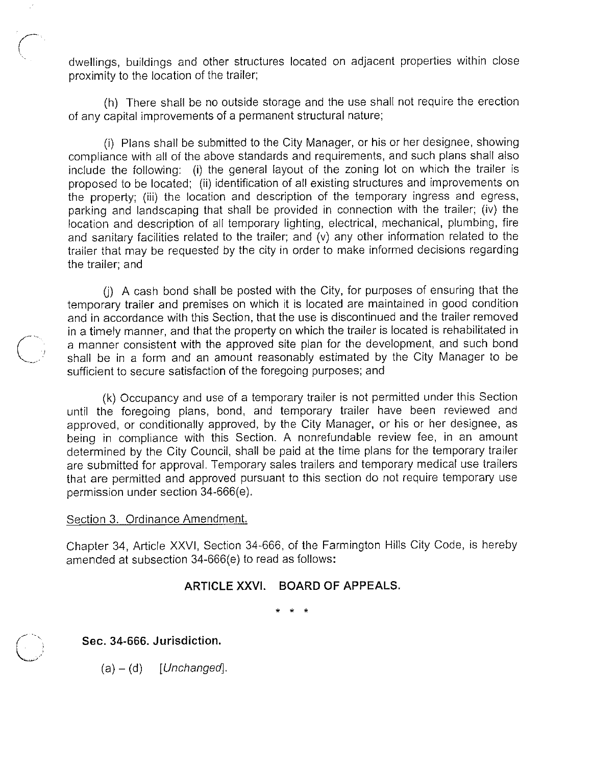dwellings, buildings and other structures located on adjacent properties within close proximity to the location of the trailer;

(h) There shall be no outside storage and the use shall not require the erection of any capital improvements of a permanent structural nature;

(i) Plans shall be submitted to the City Manager, or his or her designee, showing compliance with all of the above standards and requirements, and such plans shall also include the following: (i) the general layout of the zoning lot on which the trailer is proposed to be located; (ii) identification of all existing structures and improvements on the property; (iii) the location and description of the temporary ingress and egress, parking and landscaping that shall be provided in connection with the trailer; (iv) the location and description of all temporary lighting, electrical, mechanical, plumbing, fire and sanitary facilities related to the trailer; and (v) any other information related to the trailer that may be requested by the city in order to make informed decisions regarding the trailer; and

(j) A cash bond shall be posted with the City, for purposes of ensuring that the temporary trailer and premises on which it is located are maintained in good condition and in accordance with this Section, that the use is discontinued and the trailer removed in a timely manner, and that the property on which the trailer is located is rehabilitated in a manner consistent with the approved site plan for the development, and such bond shall be in a form and an amount reasonably estimated by the City Manager to be sufficient to secure satisfaction of the foregoing purposes; and

(k) Occupancy and use of a temporary trailer is not permitted under this Section until the foregoing plans, bond, and temporary trailer have been reviewed and approved, or conditionally approved, by the City Manager, or his or her designee, as being in compliance with this Section. A nonrefundable review fee, in an amount determined by the City Council, shall be paid at the time plans for the temporary trailer are submitted for approval. Temporary sales trailers and temporary medical use trailers that are permitted and approved pursuant to this section do not require temporary use permission under section 34-666(e).

Section 3. Ordinance Amendment.

Chapter 34, Article XXVI, Section 34-666, of the Farmington Hills City Code, is hereby amended at subsection 34-666(e) to read as follows:

**ARTICLE XXVI. BOARD OF APPEALS.**

\* \* \*

**Sec. 34-666. Jurisdiction.**

(a) – (d) [*Unchanged*].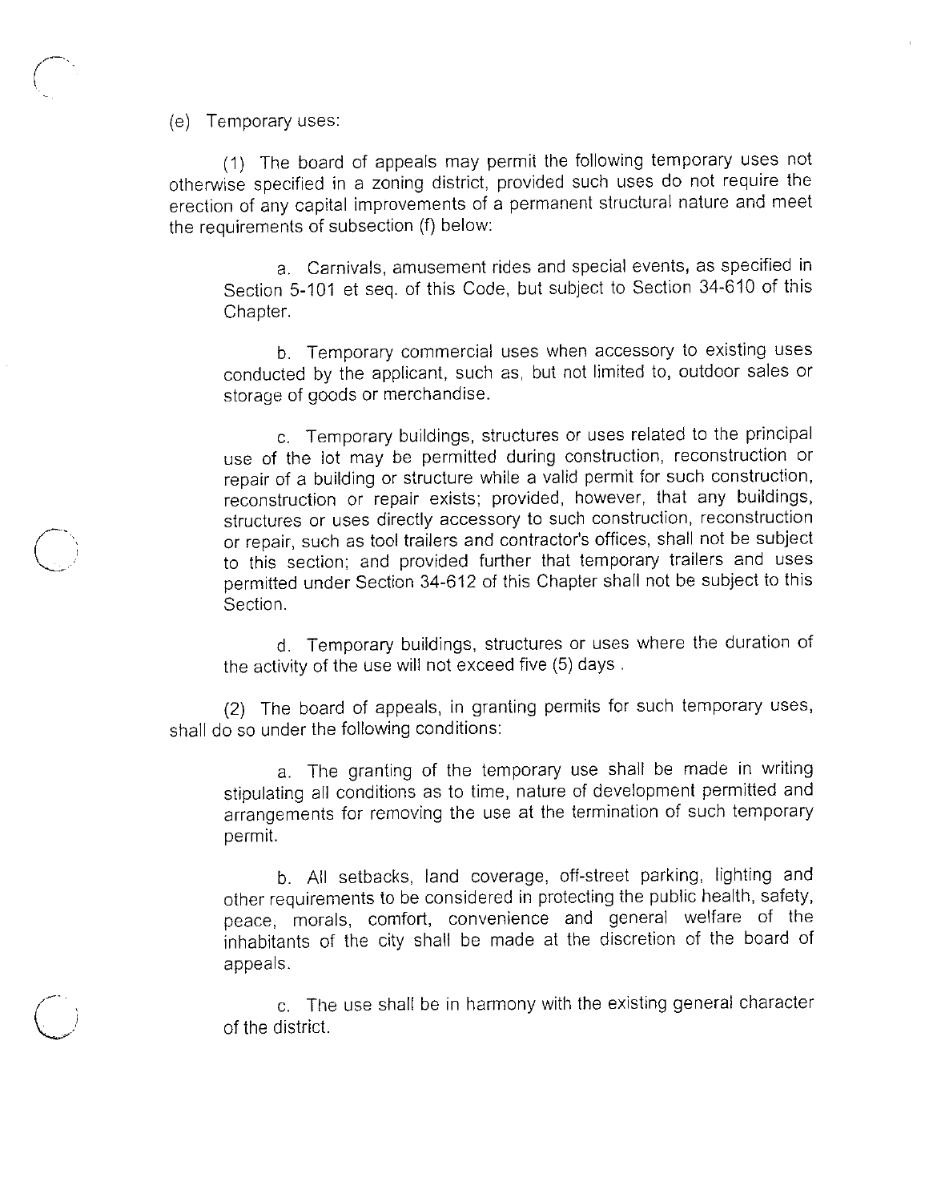(e) Temporary uses:

(1) The board of appeals may permit the following temporary uses not otherwise specified in a zoning district, provided such uses do not require the erection of any capital improvements of a permanent structural nature and meet the requirements of subsection (f) below:

a. Carnivals, amusement rides and special events, as specified in Section 5-101 et seq. of this Code, but subject to Section 34-610 of this Chapter.

b. Temporary commercial uses when accessory to existing uses conducted by the applicant, such as, but not limited to, outdoor sales or storage of goods or merchandise.

c. Temporary buildings, structures or uses related to the principal use of the lot may be permitted during construction, reconstruction or repair of a building or structure while a valid permit for such construction, reconstruction or repair exists; provided, however, that any buildings, structures or uses directly accessory to such construction, reconstruction or repair, such as tool trailers and contractor's offices, shall not be subject to this section; and provided further that temporary trailers and uses permitted under Section 34-612 of this Chapter shall not be subject to this Section.

d. Temporary buildings, structures or uses where the duration of the activity of the use will not exceed five (5) days .

(2) The board of appeals, in granting permits for such temporary uses, shall do so under the following conditions:

a. The granting of the temporary use shall be made in writing stipulating all conditions as to time, nature of development permitted and arrangements for removing the use at the termination of such temporary permit.

b. All setbacks, land coverage, off-street parking, lighting and other requirements to be considered in protecting the public health, safety, peace, morals, comfort, convenience and general welfare of the inhabitants of the city shall be made at the discretion of the board of appeals.

c. The use shall be in harmony with the existing general character of the district.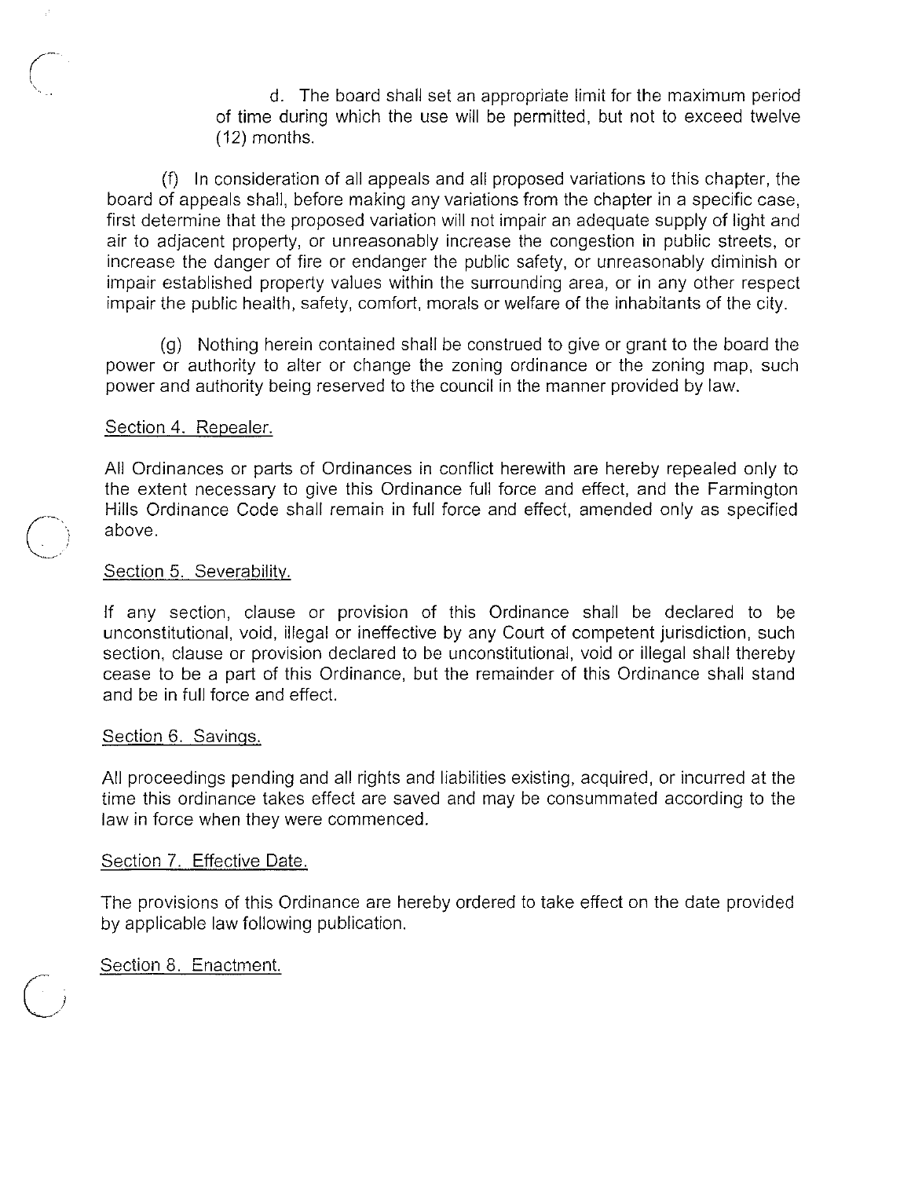d. The board shall set an appropriate limit for the maximum period of time during which the use will be permitted, but not to exceed twelve (12) months.

(f) In consideration of all appeals and all proposed variations to this chapter, the board of appeals shall, before making any variations from the chapter in a specific case, first determine that the proposed variation will not impair an adequate supply of light and air to adjacent property, or unreasonably increase the congestion in public streets, or increase the danger of fire or endanger the public safety, or unreasonably diminish or impair established property values within the surrounding area, or in any other respect impair the public health, safety, comfort, morals or welfare of the inhabitants of the city.

(g) Nothing herein contained shall be construed to give or grant to the board the power or authority to alter or change the zoning ordinance or the zoning map, such power and authority being reserved to the council in the manner provided by law.

Section 4. Repealer.

All Ordinances or parts of Ordinances in conflict herewith are hereby repealed only to the extent necessary to give this Ordinance full force and effect, and the Farmington Hills Ordinance Code shall remain in full force and effect, amended only as specified above.

Section 5. Severability.

If any section, clause or provision of this Ordinance shall be declared to be unconstitutional, void, illegal or ineffective by any Court of competent jurisdiction, such section, clause or provision declared to be unconstitutional, void or illegal shall thereby cease to be a part of this Ordinance, but the remainder of this Ordinance shall stand and be in full force and effect.

Section 6. Savings.

All proceedings pending and all rights and liabilities existing, acquired, or incurred at the time this ordinance takes effect are saved and may be consummated according to the law in force when they were commenced.

Section 7. Effective Date.

The provisions of this Ordinance are hereby ordered to take effect on the date provided by applicable law following publication.

Section 8. Enactment.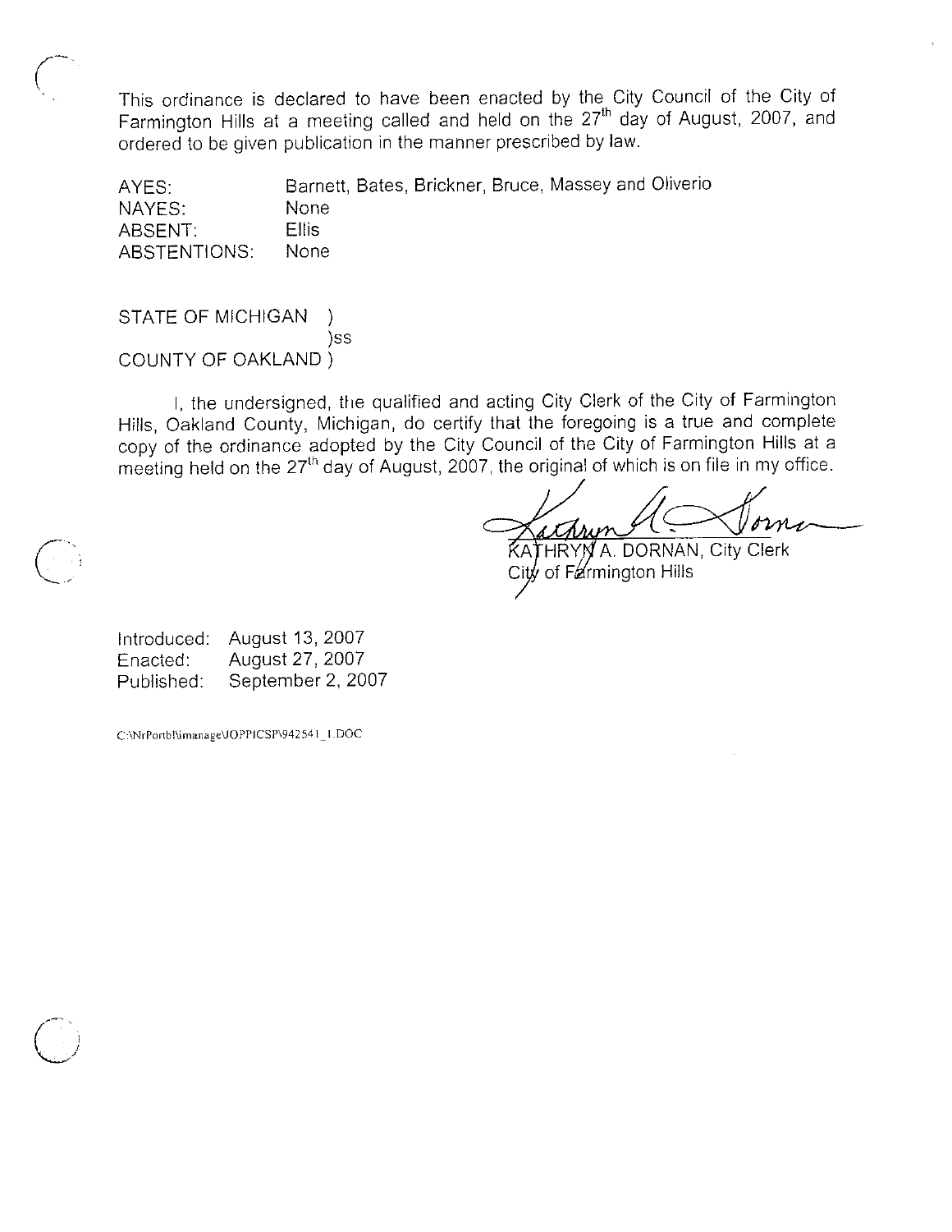This ordinance is declared to have been enacted by the City Council of the City of Farmington Hills at a meeting called and held on the 27th day of August, 2007, and ordered to be given publication in the manner prescribed by law.

| | |
|---|---|
| AYES: | Barnett, Bates, Brickner, Bruce, Massey and Oliverio |
| NAYES: | None |
| ABSENT: | Ellis |
| ABSTENTIONS: | None |

STATE OF MICHIGAN )
)ss
COUNTY OF OAKLAND )

I, the undersigned, the qualified and acting City Clerk of the City of Farmington Hills, Oakland County, Michigan, do certify that the foregoing is a true and complete copy of the ordinance adopted by the City Council of the City of Farmington Hills at a meeting held on the 27th day of August, 2007, the original of which is on file in my office.

KATHRYN A. DORNAN, City Clerk
City of Farmington Hills

| | |
|---|---|
| Introduced: | August 13, 2007 |
| Enacted: | August 27, 2007 |
| Published: | September 2, 2007 |

C:\NrPortbl\imanage\JOPPICSP\942541_1.DOC